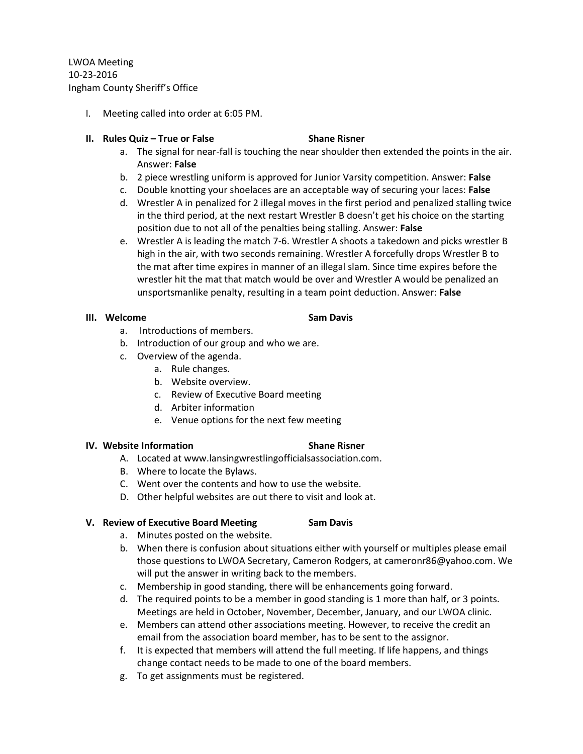LWOA Meeting
10-23-2016
Ingham County Sheriff's Office

I. Meeting called into order at 6:05 PM.

**II. Rules Quiz – True or False** **Shane Risner**

a. The signal for near-fall is touching the near shoulder then extended the points in the air. Answer: **False**
b. 2 piece wrestling uniform is approved for Junior Varsity competition. Answer: **False**
c. Double knotting your shoelaces are an acceptable way of securing your laces: **False**
d. Wrestler A in penalized for 2 illegal moves in the first period and penalized stalling twice in the third period, at the next restart Wrestler B doesn't get his choice on the starting position due to not all of the penalties being stalling. Answer: **False**
e. Wrestler A is leading the match 7-6. Wrestler A shoots a takedown and picks wrestler B high in the air, with two seconds remaining. Wrestler A forcefully drops Wrestler B to the mat after time expires in manner of an illegal slam. Since time expires before the wrestler hit the mat that match would be over and Wrestler A would be penalized an unsportsmanlike penalty, resulting in a team point deduction. Answer: **False**

**III. Welcome** **Sam Davis**

a. Introductions of members.
b. Introduction of our group and who we are.
c. Overview of the agenda.
    a. Rule changes.
    b. Website overview.
    c. Review of Executive Board meeting
    d. Arbiter information
    e. Venue options for the next few meeting

**IV. Website Information** **Shane Risner**

A. Located at www.lansingwrestlingofficialsassociation.com.
B. Where to locate the Bylaws.
C. Went over the contents and how to use the website.
D. Other helpful websites are out there to visit and look at.

**V. Review of Executive Board Meeting** **Sam Davis**

a. Minutes posted on the website.
b. When there is confusion about situations either with yourself or multiples please email those questions to LWOA Secretary, Cameron Rodgers, at cameronr86@yahoo.com. We will put the answer in writing back to the members.
c. Membership in good standing, there will be enhancements going forward.
d. The required points to be a member in good standing is 1 more than half, or 3 points. Meetings are held in October, November, December, January, and our LWOA clinic.
e. Members can attend other associations meeting. However, to receive the credit an email from the association board member, has to be sent to the assignor.
f. It is expected that members will attend the full meeting. If life happens, and things change contact needs to be made to one of the board members.
g. To get assignments must be registered.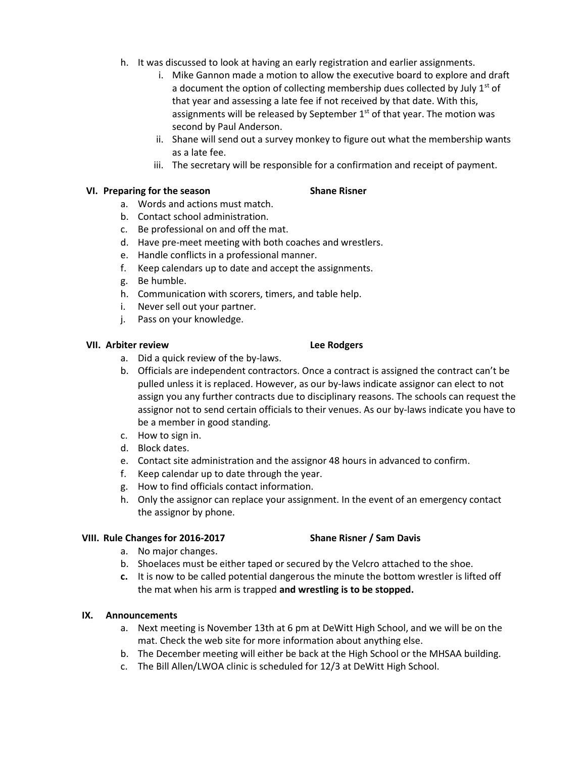h. It was discussed to look at having an early registration and earlier assignments.
    i. Mike Gannon made a motion to allow the executive board to explore and draft a document the option of collecting membership dues collected by July 1st of that year and assessing a late fee if not received by that date. With this, assignments will be released by September 1st of that year. The motion was second by Paul Anderson.
    ii. Shane will send out a survey monkey to figure out what the membership wants as a late fee.
    iii. The secretary will be responsible for a confirmation and receipt of payment.

**VI. Preparing for the season** **Shane Risner**

a. Words and actions must match.
b. Contact school administration.
c. Be professional on and off the mat.
d. Have pre-meet meeting with both coaches and wrestlers.
e. Handle conflicts in a professional manner.
f. Keep calendars up to date and accept the assignments.
g. Be humble.
h. Communication with scorers, timers, and table help.
i. Never sell out your partner.
j. Pass on your knowledge.

**VII. Arbiter review** **Lee Rodgers**

a. Did a quick review of the by-laws.
b. Officials are independent contractors. Once a contract is assigned the contract can't be pulled unless it is replaced. However, as our by-laws indicate assignor can elect to not assign you any further contracts due to disciplinary reasons. The schools can request the assignor not to send certain officials to their venues. As our by-laws indicate you have to be a member in good standing.
c. How to sign in.
d. Block dates.
e. Contact site administration and the assignor 48 hours in advanced to confirm.
f. Keep calendar up to date through the year.
g. How to find officials contact information.
h. Only the assignor can replace your assignment. In the event of an emergency contact the assignor by phone.

**VIII. Rule Changes for 2016-2017** **Shane Risner / Sam Davis**

a. No major changes.
b. Shoelaces must be either taped or secured by the Velcro attached to the shoe.
**c.** It is now to be called potential dangerous the minute the bottom wrestler is lifted off the mat when his arm is trapped **and wrestling is to be stopped.**

**IX. Announcements**

a. Next meeting is November 13th at 6 pm at DeWitt High School, and we will be on the mat. Check the web site for more information about anything else.
b. The December meeting will either be back at the High School or the MHSAA building.
c. The Bill Allen/LWOA clinic is scheduled for 12/3 at DeWitt High School.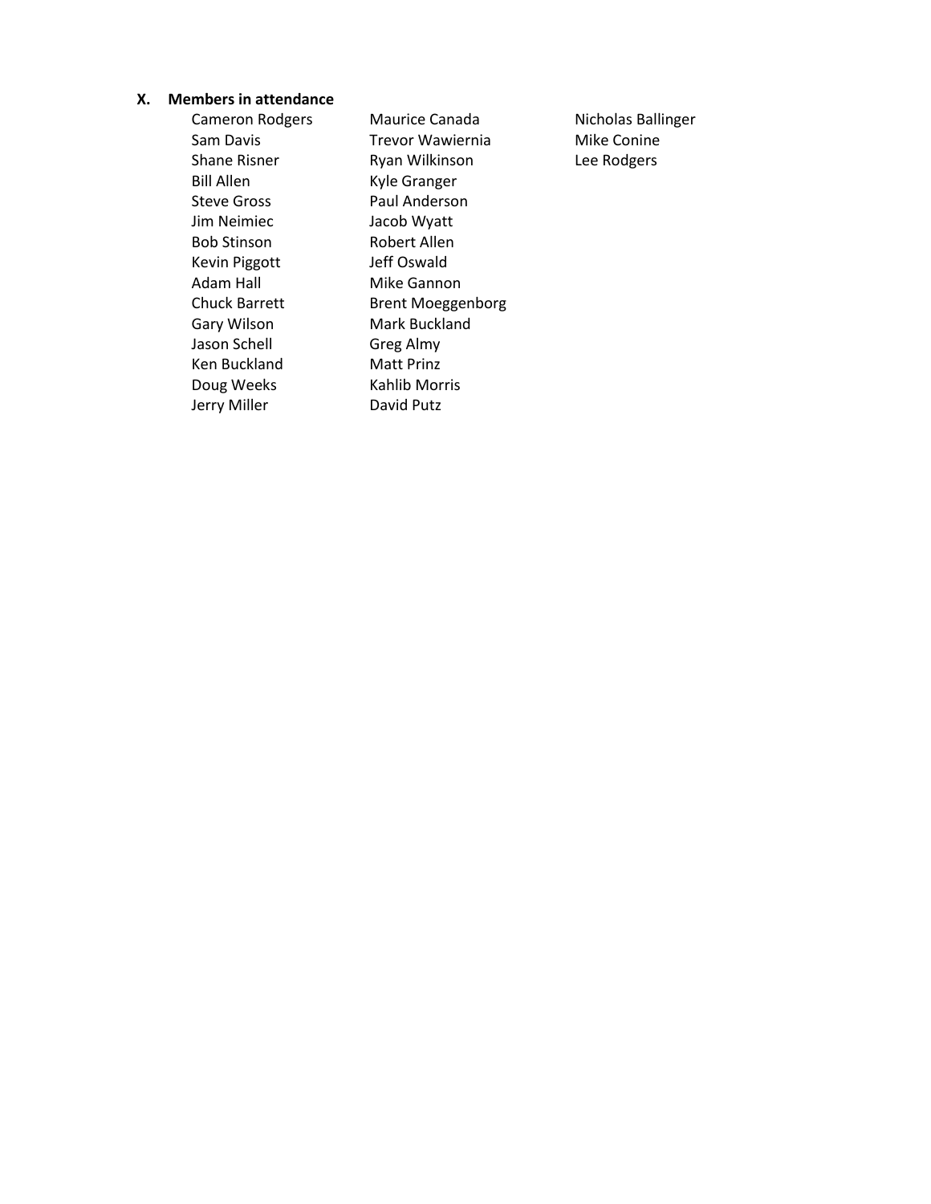**X. Members in attendance**

Cameron Rodgers
Sam Davis
Shane Risner
Bill Allen
Steve Gross
Jim Neimiec
Bob Stinson
Kevin Piggott
Adam Hall
Chuck Barrett
Gary Wilson
Jason Schell
Ken Buckland
Doug Weeks
Jerry Miller
Maurice Canada
Trevor Wawiernia
Ryan Wilkinson
Kyle Granger
Paul Anderson
Jacob Wyatt
Robert Allen
Jeff Oswald
Mike Gannon
Brent Moeggenborg
Mark Buckland
Greg Almy
Matt Prinz
Kahlib Morris
David Putz
Nicholas Ballinger
Mike Conine
Lee Rodgers